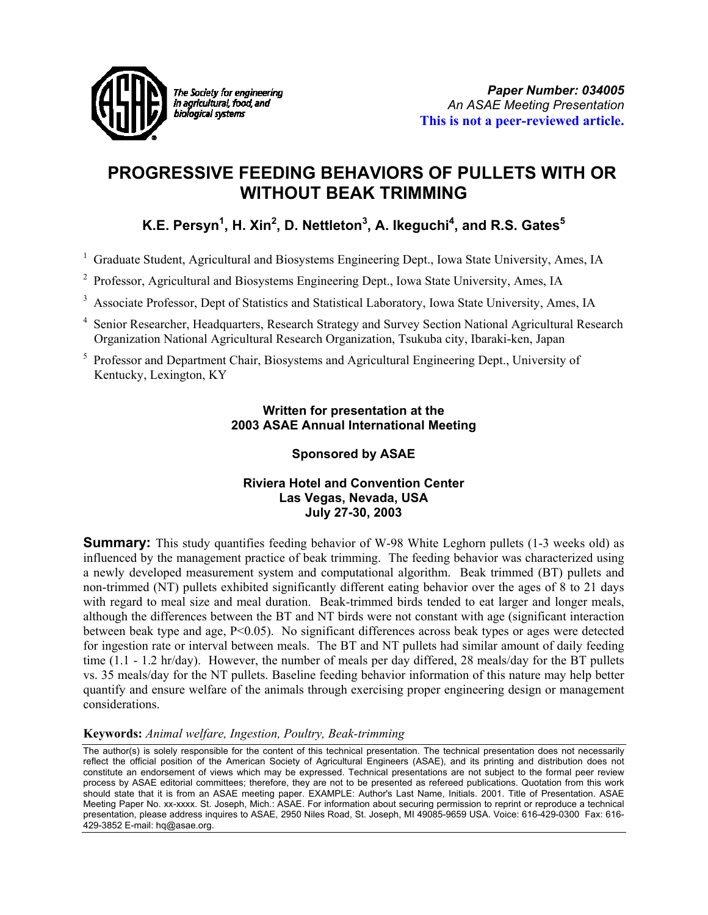The Society for engineering in agricultural, food, and biological systems

***Paper Number: 034005***
*An ASAE Meeting Presentation*
**This is not a peer-reviewed article.**

# PROGRESSIVE FEEDING BEHAVIORS OF PULLETS WITH OR WITHOUT BEAK TRIMMING

## K.E. Persyn[1], H. Xin[2], D. Nettleton[3], A. Ikeguchi[4], and R.S. Gates[5]

[1] Graduate Student, Agricultural and Biosystems Engineering Dept., Iowa State University, Ames, IA

[2] Professor, Agricultural and Biosystems Engineering Dept., Iowa State University, Ames, IA

[3] Associate Professor, Dept of Statistics and Statistical Laboratory, Iowa State University, Ames, IA

[4] Senior Researcher, Headquarters, Research Strategy and Survey Section National Agricultural Research Organization National Agricultural Research Organization, Tsukuba city, Ibaraki-ken, Japan

[5] Professor and Department Chair, Biosystems and Agricultural Engineering Dept., University of Kentucky, Lexington, KY

**Written for presentation at the**
**2003 ASAE Annual International Meeting**

**Sponsored by ASAE**

**Riviera Hotel and Convention Center**
**Las Vegas, Nevada, USA**
**July 27-30, 2003**

**Summary:** This study quantifies feeding behavior of W-98 White Leghorn pullets (1-3 weeks old) as influenced by the management practice of beak trimming. The feeding behavior was characterized using a newly developed measurement system and computational algorithm. Beak trimmed (BT) pullets and non-trimmed (NT) pullets exhibited significantly different eating behavior over the ages of 8 to 21 days with regard to meal size and meal duration. Beak-trimmed birds tended to eat larger and longer meals, although the differences between the BT and NT birds were not constant with age (significant interaction between beak type and age, $P<0.05$). No significant differences across beak types or ages were detected for ingestion rate or interval between meals. The BT and NT pullets had similar amount of daily feeding time (1.1 - 1.2 hr/day). However, the number of meals per day differed, 28 meals/day for the BT pullets vs. 35 meals/day for the NT pullets. Baseline feeding behavior information of this nature may help better quantify and ensure welfare of the animals through exercising proper engineering design or management considerations.

**Keywords:** *Animal welfare, Ingestion, Poultry, Beak-trimming*

The author(s) is solely responsible for the content of this technical presentation. The technical presentation does not necessarily reflect the official position of the American Society of Agricultural Engineers (ASAE), and its printing and distribution does not constitute an endorsement of views which may be expressed. Technical presentations are not subject to the formal peer review process by ASAE editorial committees; therefore, they are not to be presented as refereed publications. Quotation from this work should state that it is from an ASAE meeting paper. EXAMPLE: Author's Last Name, Initials. 2001. Title of Presentation. ASAE Meeting Paper No. xx-xxxx. St. Joseph, Mich.: ASAE. For information about securing permission to reprint or reproduce a technical presentation, please address inquires to ASAE, 2950 Niles Road, St. Joseph, MI 49085-9659 USA. Voice: 616-429-0300 Fax: 616-429-3852 E-mail: hq@asae.org.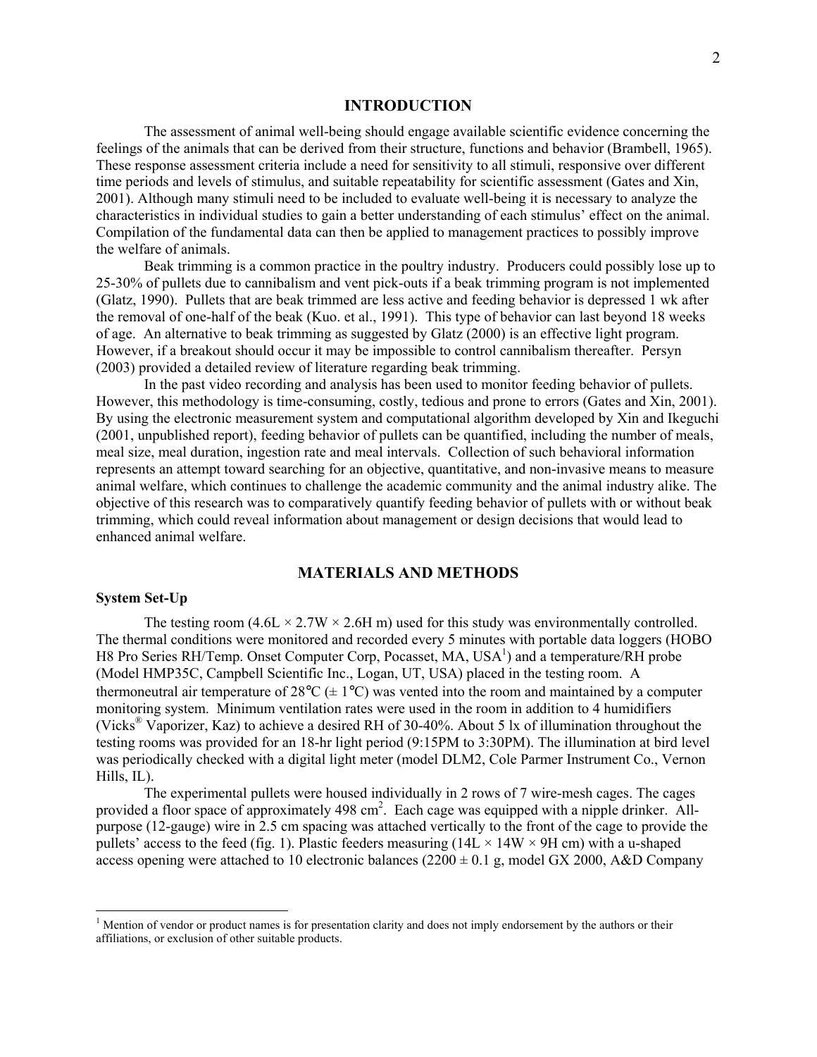## INTRODUCTION

The assessment of animal well-being should engage available scientific evidence concerning the feelings of the animals that can be derived from their structure, functions and behavior (Brambell, 1965). These response assessment criteria include a need for sensitivity to all stimuli, responsive over different time periods and levels of stimulus, and suitable repeatability for scientific assessment (Gates and Xin, 2001). Although many stimuli need to be included to evaluate well-being it is necessary to analyze the characteristics in individual studies to gain a better understanding of each stimulus' effect on the animal. Compilation of the fundamental data can then be applied to management practices to possibly improve the welfare of animals.

Beak trimming is a common practice in the poultry industry. Producers could possibly lose up to 25-30% of pullets due to cannibalism and vent pick-outs if a beak trimming program is not implemented (Glatz, 1990). Pullets that are beak trimmed are less active and feeding behavior is depressed 1 wk after the removal of one-half of the beak (Kuo. et al., 1991). This type of behavior can last beyond 18 weeks of age. An alternative to beak trimming as suggested by Glatz (2000) is an effective light program. However, if a breakout should occur it may be impossible to control cannibalism thereafter. Persyn (2003) provided a detailed review of literature regarding beak trimming.

In the past video recording and analysis has been used to monitor feeding behavior of pullets. However, this methodology is time-consuming, costly, tedious and prone to errors (Gates and Xin, 2001). By using the electronic measurement system and computational algorithm developed by Xin and Ikeguchi (2001, unpublished report), feeding behavior of pullets can be quantified, including the number of meals, meal size, meal duration, ingestion rate and meal intervals. Collection of such behavioral information represents an attempt toward searching for an objective, quantitative, and non-invasive means to measure animal welfare, which continues to challenge the academic community and the animal industry alike. The objective of this research was to comparatively quantify feeding behavior of pullets with or without beak trimming, which could reveal information about management or design decisions that would lead to enhanced animal welfare.

## MATERIALS AND METHODS

### System Set-Up

The testing room (4.6L × 2.7W × 2.6H m) used for this study was environmentally controlled. The thermal conditions were monitored and recorded every 5 minutes with portable data loggers (HOBO H8 Pro Series RH/Temp. Onset Computer Corp, Pocasset, MA, USA[1]) and a temperature/RH probe (Model HMP35C, Campbell Scientific Inc., Logan, UT, USA) placed in the testing room. A thermoneutral air temperature of 28°C (± 1°C) was vented into the room and maintained by a computer monitoring system. Minimum ventilation rates were used in the room in addition to 4 humidifiers (Vicks® Vaporizer, Kaz) to achieve a desired RH of 30-40%. About 5 lx of illumination throughout the testing rooms was provided for an 18-hr light period (9:15PM to 3:30PM). The illumination at bird level was periodically checked with a digital light meter (model DLM2, Cole Parmer Instrument Co., Vernon Hills, IL).

The experimental pullets were housed individually in 2 rows of 7 wire-mesh cages. The cages provided a floor space of approximately 498 $cm^2$. Each cage was equipped with a nipple drinker. All-purpose (12-gauge) wire in 2.5 cm spacing was attached vertically to the front of the cage to provide the pullets' access to the feed (fig. 1). Plastic feeders measuring (14L × 14W × 9H cm) with a u-shaped access opening were attached to 10 electronic balances (2200 ± 0.1 g, model GX 2000, A&D Company

[1] Mention of vendor or product names is for presentation clarity and does not imply endorsement by the authors or their affiliations, or exclusion of other suitable products.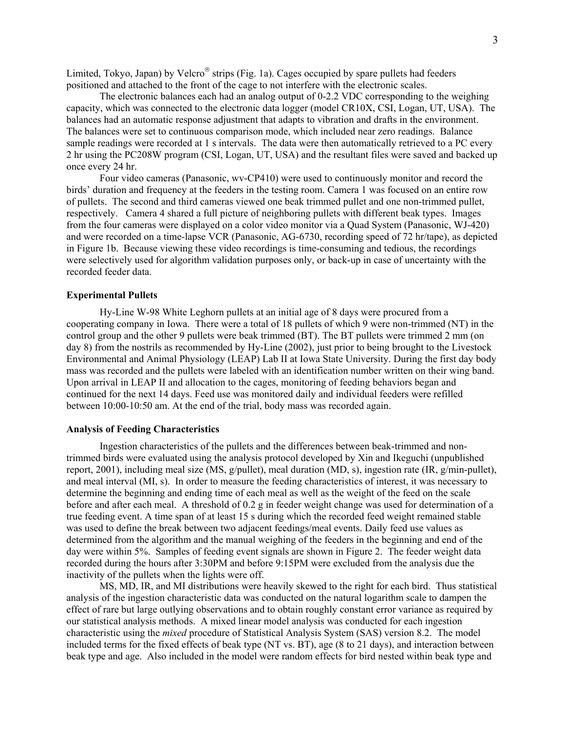Limited, Tokyo, Japan) by Velcro® strips (Fig. 1a). Cages occupied by spare pullets had feeders positioned and attached to the front of the cage to not interfere with the electronic scales.

The electronic balances each had an analog output of 0-2.2 VDC corresponding to the weighing capacity, which was connected to the electronic data logger (model CR10X, CSI, Logan, UT, USA). The balances had an automatic response adjustment that adapts to vibration and drafts in the environment. The balances were set to continuous comparison mode, which included near zero readings. Balance sample readings were recorded at 1 s intervals. The data were then automatically retrieved to a PC every 2 hr using the PC208W program (CSI, Logan, UT, USA) and the resultant files were saved and backed up once every 24 hr.

Four video cameras (Panasonic, wv-CP410) were used to continuously monitor and record the birds' duration and frequency at the feeders in the testing room. Camera 1 was focused on an entire row of pullets. The second and third cameras viewed one beak trimmed pullet and one non-trimmed pullet, respectively. Camera 4 shared a full picture of neighboring pullets with different beak types. Images from the four cameras were displayed on a color video monitor via a Quad System (Panasonic, WJ-420) and were recorded on a time-lapse VCR (Panasonic, AG-6730, recording speed of 72 hr/tape), as depicted in Figure 1b. Because viewing these video recordings is time-consuming and tedious, the recordings were selectively used for algorithm validation purposes only, or back-up in case of uncertainty with the recorded feeder data.

### Experimental Pullets

Hy-Line W-98 White Leghorn pullets at an initial age of 8 days were procured from a cooperating company in Iowa. There were a total of 18 pullets of which 9 were non-trimmed (NT) in the control group and the other 9 pullets were beak trimmed (BT). The BT pullets were trimmed 2 mm (on day 8) from the nostrils as recommended by Hy-Line (2002), just prior to being brought to the Livestock Environmental and Animal Physiology (LEAP) Lab II at Iowa State University. During the first day body mass was recorded and the pullets were labeled with an identification number written on their wing band. Upon arrival in LEAP II and allocation to the cages, monitoring of feeding behaviors began and continued for the next 14 days. Feed use was monitored daily and individual feeders were refilled between 10:00-10:50 am. At the end of the trial, body mass was recorded again.

### Analysis of Feeding Characteristics

Ingestion characteristics of the pullets and the differences between beak-trimmed and non-trimmed birds were evaluated using the analysis protocol developed by Xin and Ikeguchi (unpublished report, 2001), including meal size (MS, g/pullet), meal duration (MD, s), ingestion rate (IR, g/min-pullet), and meal interval (MI, s). In order to measure the feeding characteristics of interest, it was necessary to determine the beginning and ending time of each meal as well as the weight of the feed on the scale before and after each meal. A threshold of 0.2 g in feeder weight change was used for determination of a true feeding event. A time span of at least 15 s during which the recorded feed weight remained stable was used to define the break between two adjacent feedings/meal events. Daily feed use values as determined from the algorithm and the manual weighing of the feeders in the beginning and end of the day were within 5%. Samples of feeding event signals are shown in Figure 2. The feeder weight data recorded during the hours after 3:30PM and before 9:15PM were excluded from the analysis due the inactivity of the pullets when the lights were off.

MS, MD, IR, and MI distributions were heavily skewed to the right for each bird. Thus statistical analysis of the ingestion characteristic data was conducted on the natural logarithm scale to dampen the effect of rare but large outlying observations and to obtain roughly constant error variance as required by our statistical analysis methods. A mixed linear model analysis was conducted for each ingestion characteristic using the *mixed* procedure of Statistical Analysis System (SAS) version 8.2. The model included terms for the fixed effects of beak type (NT vs. BT), age (8 to 21 days), and interaction between beak type and age. Also included in the model were random effects for bird nested within beak type and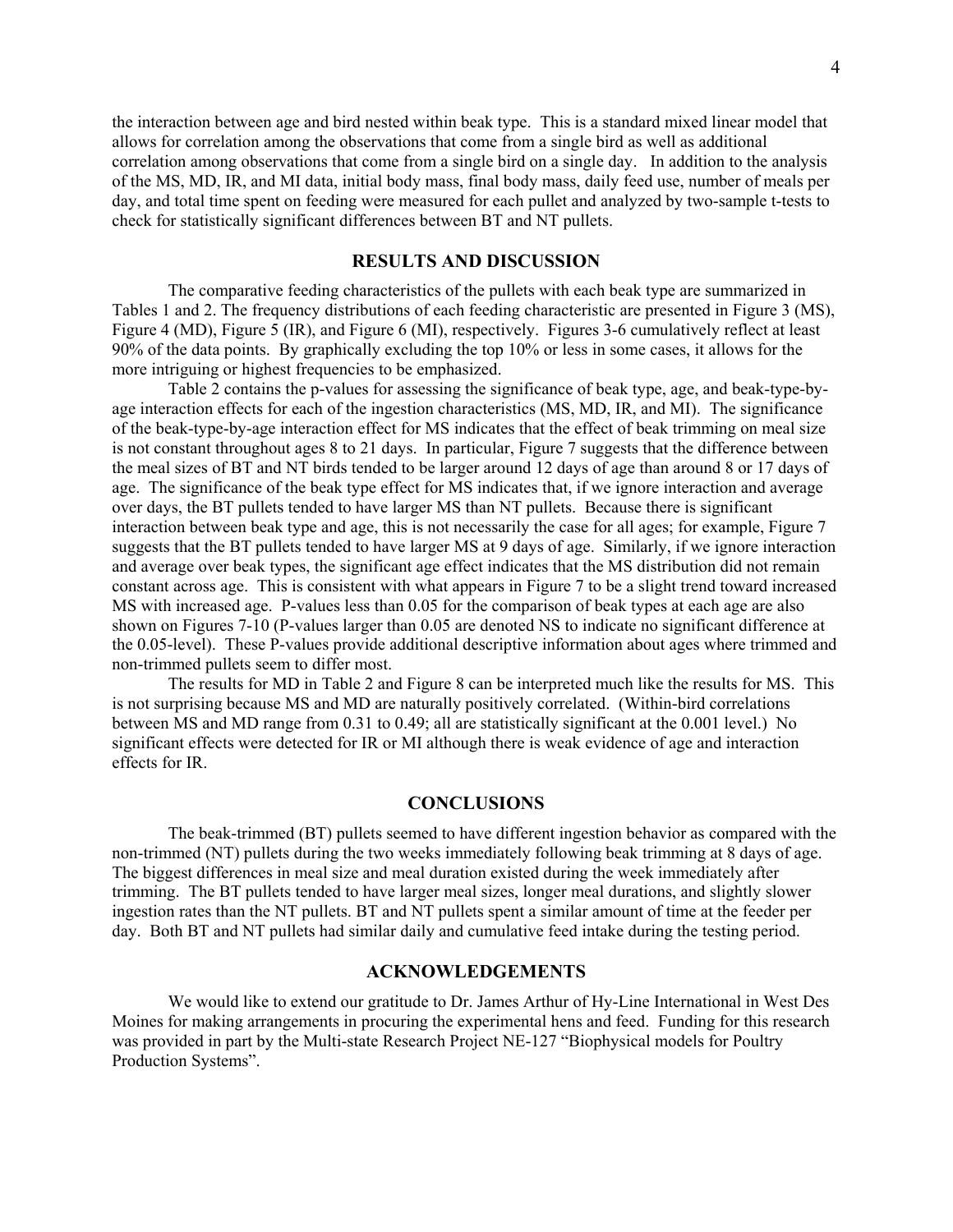the interaction between age and bird nested within beak type. This is a standard mixed linear model that allows for correlation among the observations that come from a single bird as well as additional correlation among observations that come from a single bird on a single day. In addition to the analysis of the MS, MD, IR, and MI data, initial body mass, final body mass, daily feed use, number of meals per day, and total time spent on feeding were measured for each pullet and analyzed by two-sample t-tests to check for statistically significant differences between BT and NT pullets.

## RESULTS AND DISCUSSION

The comparative feeding characteristics of the pullets with each beak type are summarized in Tables 1 and 2. The frequency distributions of each feeding characteristic are presented in Figure 3 (MS), Figure 4 (MD), Figure 5 (IR), and Figure 6 (MI), respectively. Figures 3-6 cumulatively reflect at least 90% of the data points. By graphically excluding the top 10% or less in some cases, it allows for the more intriguing or highest frequencies to be emphasized.

Table 2 contains the p-values for assessing the significance of beak type, age, and beak-type-by-age interaction effects for each of the ingestion characteristics (MS, MD, IR, and MI). The significance of the beak-type-by-age interaction effect for MS indicates that the effect of beak trimming on meal size is not constant throughout ages 8 to 21 days. In particular, Figure 7 suggests that the difference between the meal sizes of BT and NT birds tended to be larger around 12 days of age than around 8 or 17 days of age. The significance of the beak type effect for MS indicates that, if we ignore interaction and average over days, the BT pullets tended to have larger MS than NT pullets. Because there is significant interaction between beak type and age, this is not necessarily the case for all ages; for example, Figure 7 suggests that the BT pullets tended to have larger MS at 9 days of age. Similarly, if we ignore interaction and average over beak types, the significant age effect indicates that the MS distribution did not remain constant across age. This is consistent with what appears in Figure 7 to be a slight trend toward increased MS with increased age. P-values less than 0.05 for the comparison of beak types at each age are also shown on Figures 7-10 (P-values larger than 0.05 are denoted NS to indicate no significant difference at the 0.05-level). These P-values provide additional descriptive information about ages where trimmed and non-trimmed pullets seem to differ most.

The results for MD in Table 2 and Figure 8 can be interpreted much like the results for MS. This is not surprising because MS and MD are naturally positively correlated. (Within-bird correlations between MS and MD range from 0.31 to 0.49; all are statistically significant at the 0.001 level.) No significant effects were detected for IR or MI although there is weak evidence of age and interaction effects for IR.

## CONCLUSIONS

The beak-trimmed (BT) pullets seemed to have different ingestion behavior as compared with the non-trimmed (NT) pullets during the two weeks immediately following beak trimming at 8 days of age. The biggest differences in meal size and meal duration existed during the week immediately after trimming. The BT pullets tended to have larger meal sizes, longer meal durations, and slightly slower ingestion rates than the NT pullets. BT and NT pullets spent a similar amount of time at the feeder per day. Both BT and NT pullets had similar daily and cumulative feed intake during the testing period.

## ACKNOWLEDGEMENTS

We would like to extend our gratitude to Dr. James Arthur of Hy-Line International in West Des Moines for making arrangements in procuring the experimental hens and feed. Funding for this research was provided in part by the Multi-state Research Project NE-127 "Biophysical models for Poultry Production Systems".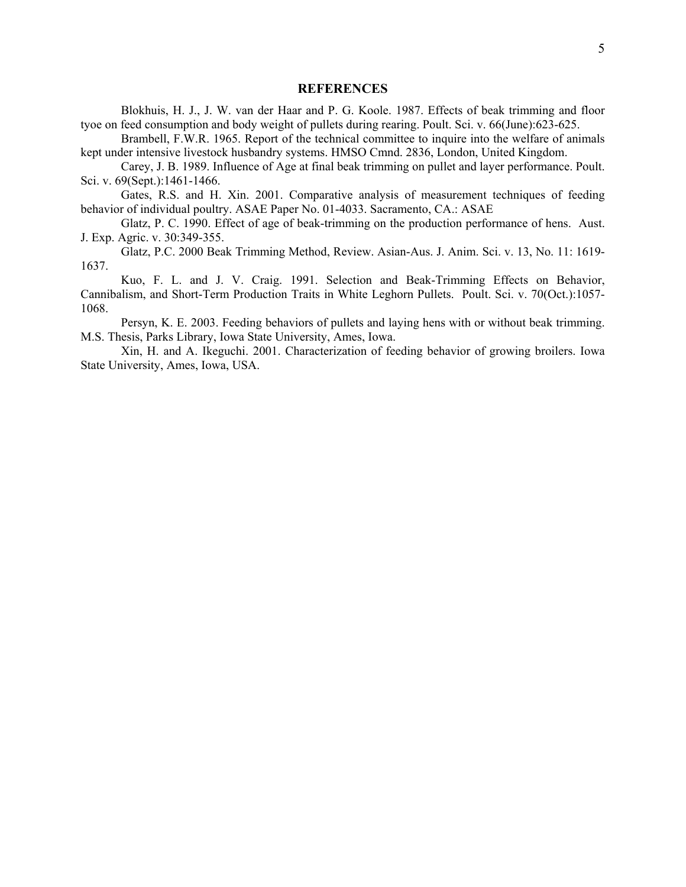## REFERENCES

Blokhuis, H. J., J. W. van der Haar and P. G. Koole. 1987. Effects of beak trimming and floor tyoe on feed consumption and body weight of pullets during rearing. Poult. Sci. v. 66(June):623-625.

Brambell, F.W.R. 1965. Report of the technical committee to inquire into the welfare of animals kept under intensive livestock husbandry systems. HMSO Cmnd. 2836, London, United Kingdom.

Carey, J. B. 1989. Influence of Age at final beak trimming on pullet and layer performance. Poult. Sci. v. 69(Sept.):1461-1466.

Gates, R.S. and H. Xin. 2001. Comparative analysis of measurement techniques of feeding behavior of individual poultry. ASAE Paper No. 01-4033. Sacramento, CA.: ASAE

Glatz, P. C. 1990. Effect of age of beak-trimming on the production performance of hens. Aust. J. Exp. Agric. v. 30:349-355.

Glatz, P.C. 2000 Beak Trimming Method, Review. Asian-Aus. J. Anim. Sci. v. 13, No. 11: 1619-1637.

Kuo, F. L. and J. V. Craig. 1991. Selection and Beak-Trimming Effects on Behavior, Cannibalism, and Short-Term Production Traits in White Leghorn Pullets. Poult. Sci. v. 70(Oct.):1057-1068.

Persyn, K. E. 2003. Feeding behaviors of pullets and laying hens with or without beak trimming. M.S. Thesis, Parks Library, Iowa State University, Ames, Iowa.

Xin, H. and A. Ikeguchi. 2001. Characterization of feeding behavior of growing broilers. Iowa State University, Ames, Iowa, USA.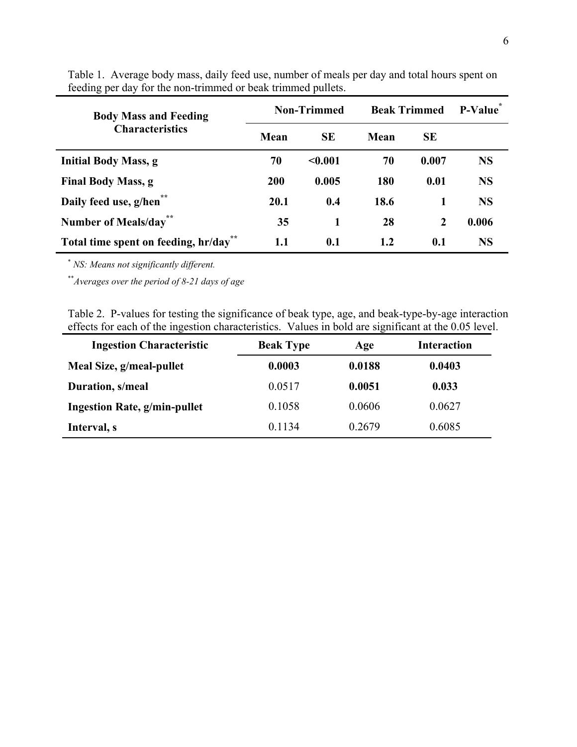Table 1. Average body mass, daily feed use, number of meals per day and total hours spent on feeding per day for the non-trimmed or beak trimmed pullets.

| Body Mass and Feeding Characteristics | Non-Trimmed | | Beak Trimmed | | P-Value[*] |
|---|---|---|---|---|---|
| | Mean | SE | Mean | SE | |
| **Initial Body Mass, g** | **70** | **<0.001** | **70** | **0.007** | **NS** |
| **Final Body Mass, g** | **200** | **0.005** | **180** | **0.01** | **NS** |
| **Daily feed use, g/hen[**]** | **20.1** | **0.4** | **18.6** | **1** | **NS** |
| **Number of Meals/day[**]** | **35** | **1** | **28** | **2** | **0.006** |
| **Total time spent on feeding, hr/day[**]** | **1.1** | **0.1** | **1.2** | **0.1** | **NS** |

[*] *NS: Means not significantly different.*

[**] *Averages over the period of 8-21 days of age*

Table 2. P-values for testing the significance of beak type, age, and beak-type-by-age interaction effects for each of the ingestion characteristics. Values in bold are significant at the 0.05 level.

| Ingestion Characteristic | Beak Type | Age | Interaction |
|---|---|---|---|
| **Meal Size, g/meal-pullet** | **0.0003** | **0.0188** | **0.0403** |
| **Duration, s/meal** | 0.0517 | **0.0051** | **0.033** |
| **Ingestion Rate, g/min-pullet** | 0.1058 | 0.0606 | 0.0627 |
| **Interval, s** | 0.1134 | 0.2679 | 0.6085 |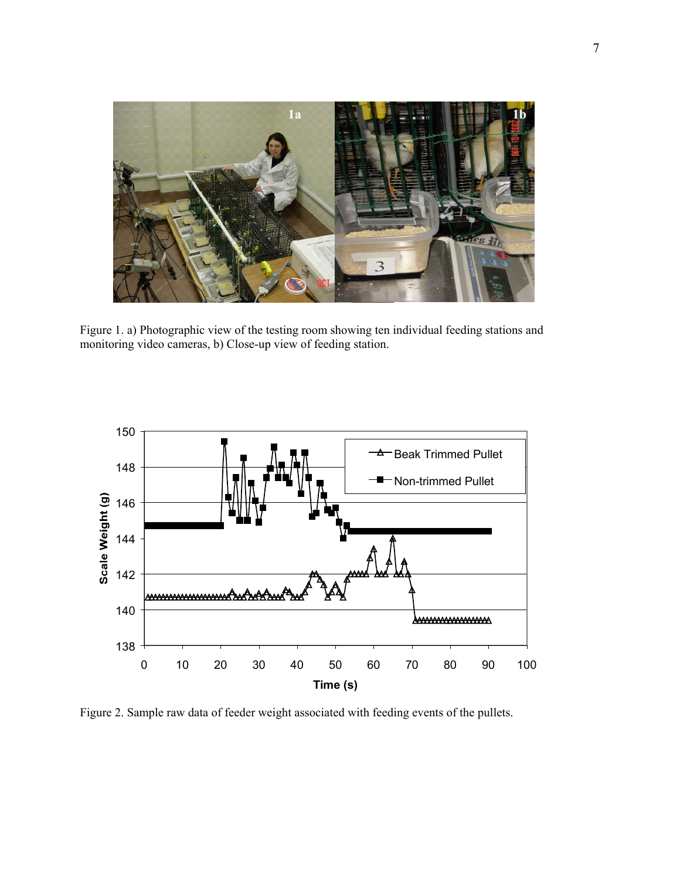Figure 1. a) Photographic view of the testing room showing ten individual feeding stations and monitoring video cameras, b) Close-up view of feeding station.

Figure 2. Sample raw data of feeder weight associated with feeding events of the pullets.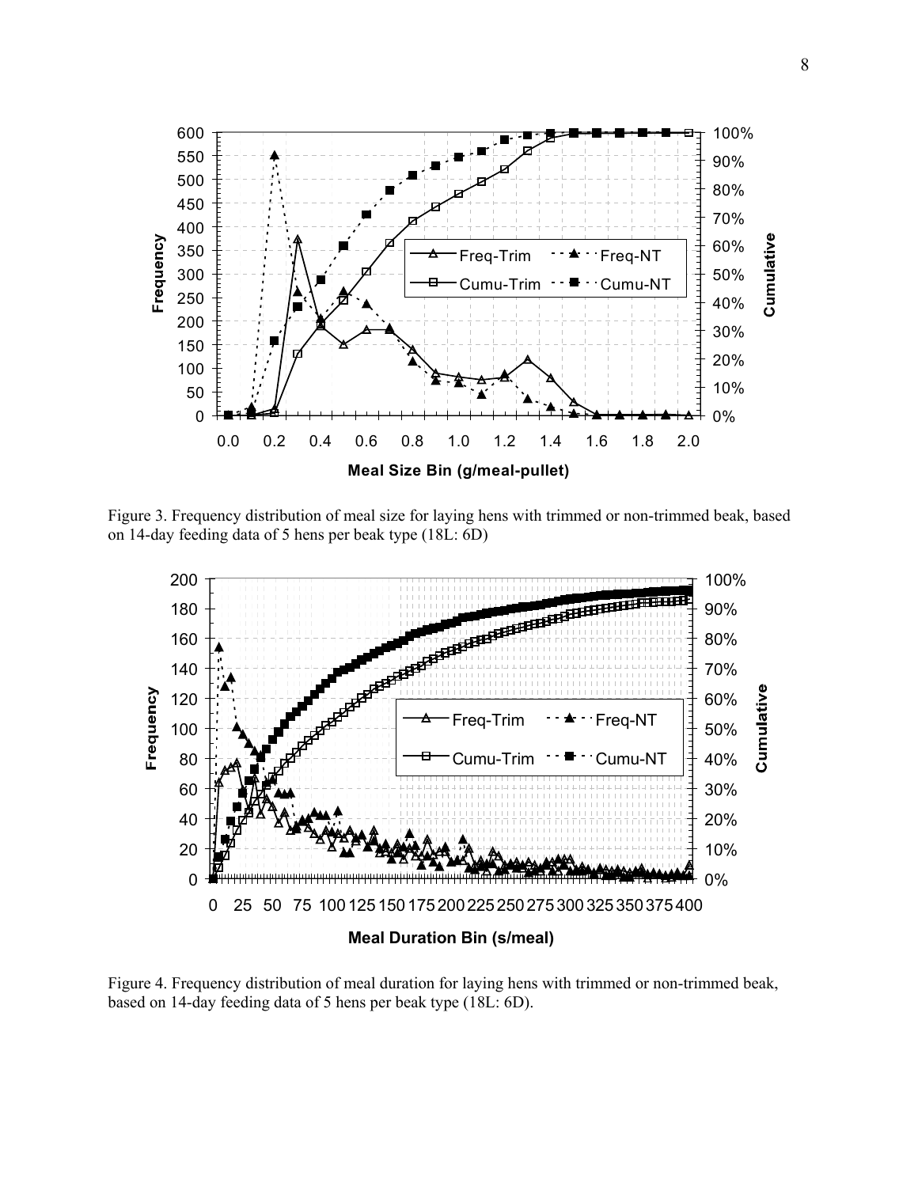Figure 3. Frequency distribution of meal size for laying hens with trimmed or non-trimmed beak, based on 14-day feeding data of 5 hens per beak type (18L: 6D)

Figure 4. Frequency distribution of meal duration for laying hens with trimmed or non-trimmed beak, based on 14-day feeding data of 5 hens per beak type (18L: 6D).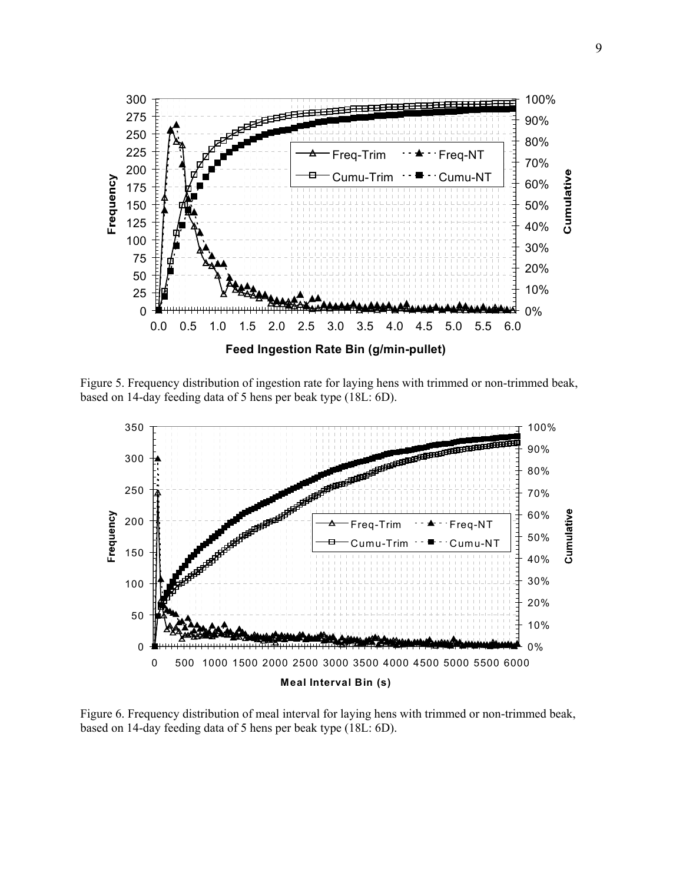Figure 5. Frequency distribution of ingestion rate for laying hens with trimmed or non-trimmed beak, based on 14-day feeding data of 5 hens per beak type (18L: 6D).

Figure 6. Frequency distribution of meal interval for laying hens with trimmed or non-trimmed beak, based on 14-day feeding data of 5 hens per beak type (18L: 6D).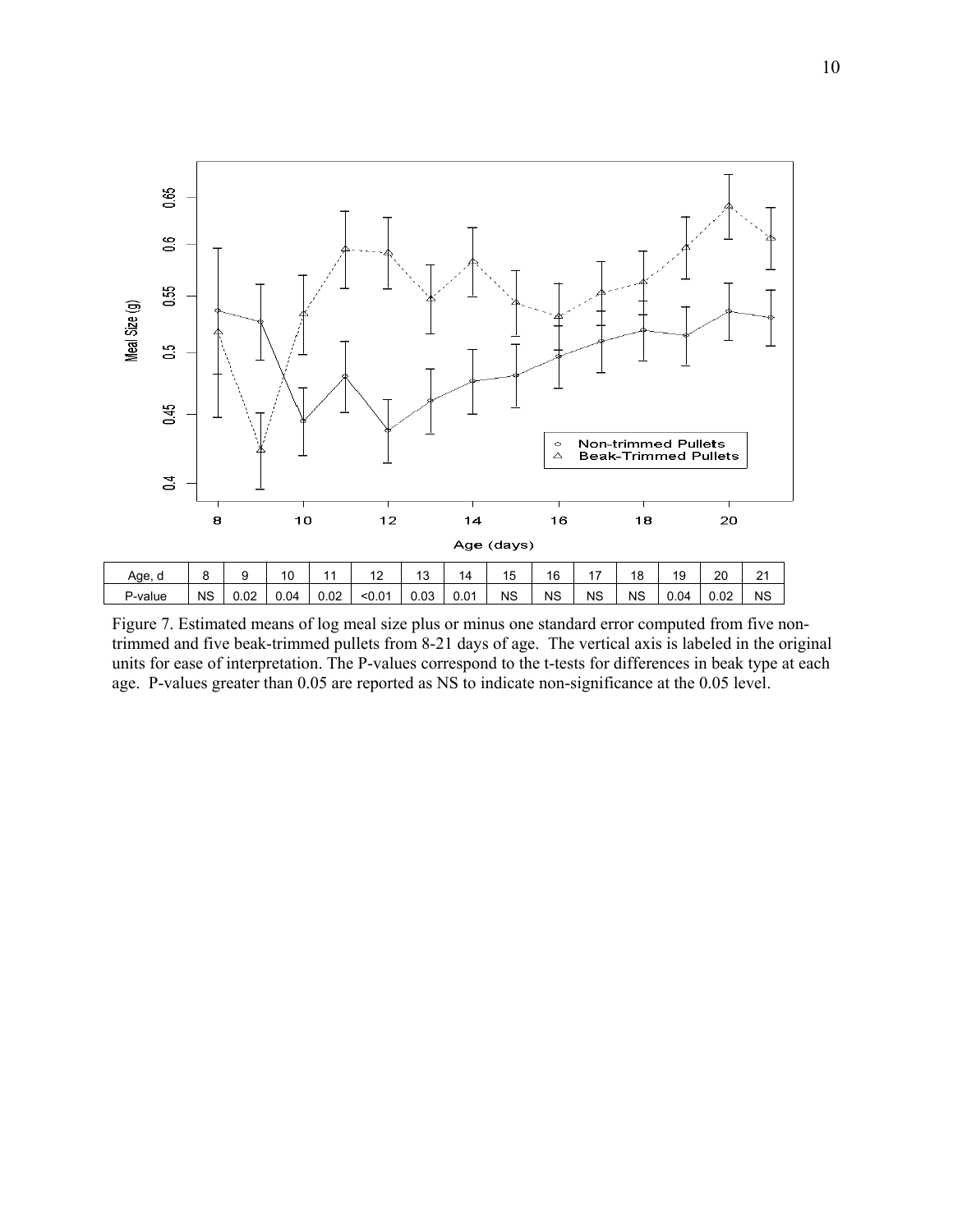| Age, d | 8 | 9 | 10 | 11 | 12 | 13 | 14 | 15 | 16 | 17 | 18 | 19 | 20 | 21 |
|---|---|---|---|---|---|---|---|---|---|---|---|---|---|---|
| P-value | NS | 0.02 | 0.04 | 0.02 | <0.01 | 0.03 | 0.01 | NS | NS | NS | NS | 0.04 | 0.02 | NS |

Figure 7. Estimated means of log meal size plus or minus one standard error computed from five non-trimmed and five beak-trimmed pullets from 8-21 days of age. The vertical axis is labeled in the original units for ease of interpretation. The P-values correspond to the t-tests for differences in beak type at each age. P-values greater than 0.05 are reported as NS to indicate non-significance at the 0.05 level.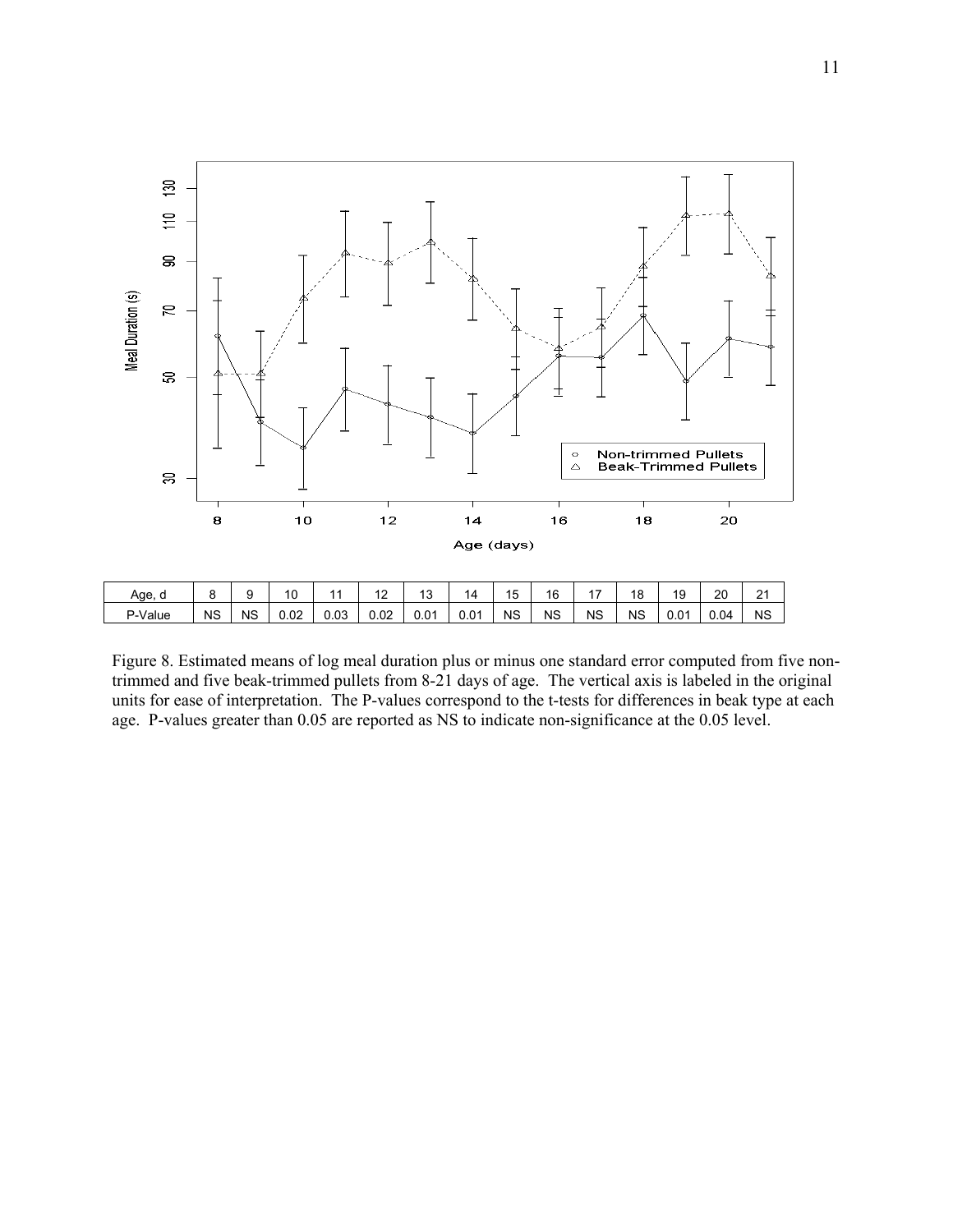| Age, d | 8 | 9 | 10 | 11 | 12 | 13 | 14 | 15 | 16 | 17 | 18 | 19 | 20 | 21 |
|---|---|---|---|---|---|---|---|---|---|---|---|---|---|---|
| P-Value | NS | NS | 0.02 | 0.03 | 0.02 | 0.01 | 0.01 | NS | NS | NS | NS | 0.01 | 0.04 | NS |

Figure 8. Estimated means of log meal duration plus or minus one standard error computed from five non-trimmed and five beak-trimmed pullets from 8-21 days of age. The vertical axis is labeled in the original units for ease of interpretation. The P-values correspond to the t-tests for differences in beak type at each age. P-values greater than 0.05 are reported as NS to indicate non-significance at the 0.05 level.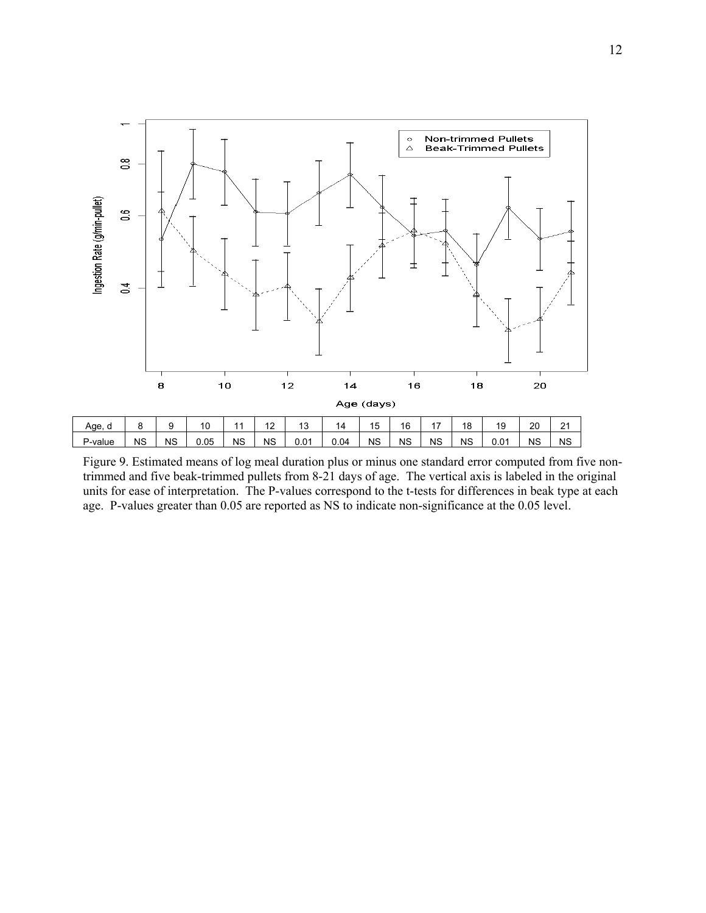| Age, d | 8 | 9 | 10 | 11 | 12 | 13 | 14 | 15 | 16 | 17 | 18 | 19 | 20 | 21 |
|---|---|---|---|---|---|---|---|---|---|---|---|---|---|---|
| P-value | NS | NS | 0.05 | NS | NS | 0.01 | 0.04 | NS | NS | NS | NS | 0.01 | NS | NS |

Figure 9. Estimated means of log meal duration plus or minus one standard error computed from five non-trimmed and five beak-trimmed pullets from 8-21 days of age. The vertical axis is labeled in the original units for ease of interpretation. The P-values correspond to the t-tests for differences in beak type at each age. P-values greater than 0.05 are reported as NS to indicate non-significance at the 0.05 level.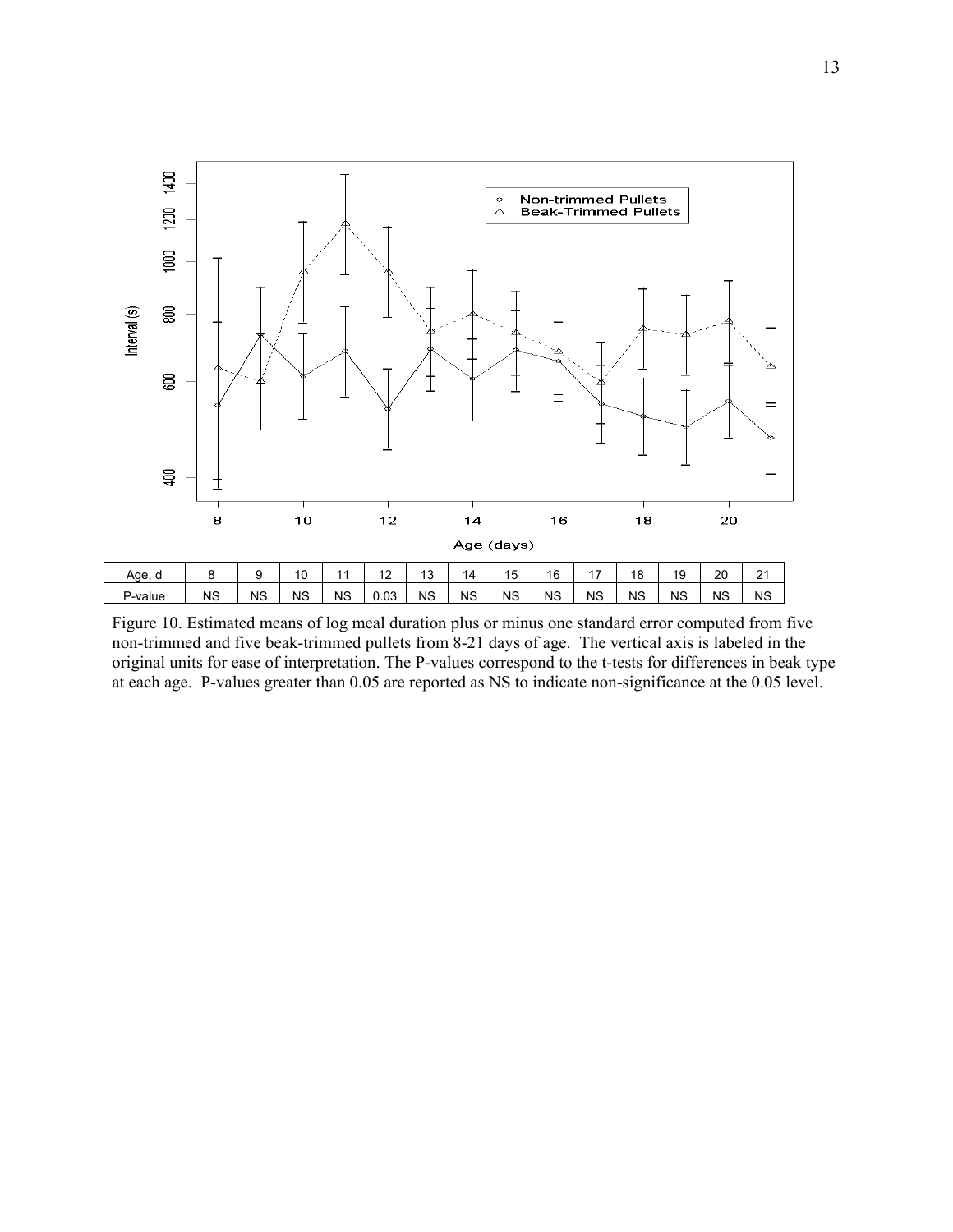| Age, d | 8 | 9 | 10 | 11 | 12 | 13 | 14 | 15 | 16 | 17 | 18 | 19 | 20 | 21 |
|---|---|---|---|---|---|---|---|---|---|---|---|---|---|---|
| P-value | NS | NS | NS | NS | 0.03 | NS | NS | NS | NS | NS | NS | NS | NS | NS |

Figure 10. Estimated means of log meal duration plus or minus one standard error computed from five non-trimmed and five beak-trimmed pullets from 8-21 days of age. The vertical axis is labeled in the original units for ease of interpretation. The P-values correspond to the t-tests for differences in beak type at each age. P-values greater than 0.05 are reported as NS to indicate non-significance at the 0.05 level.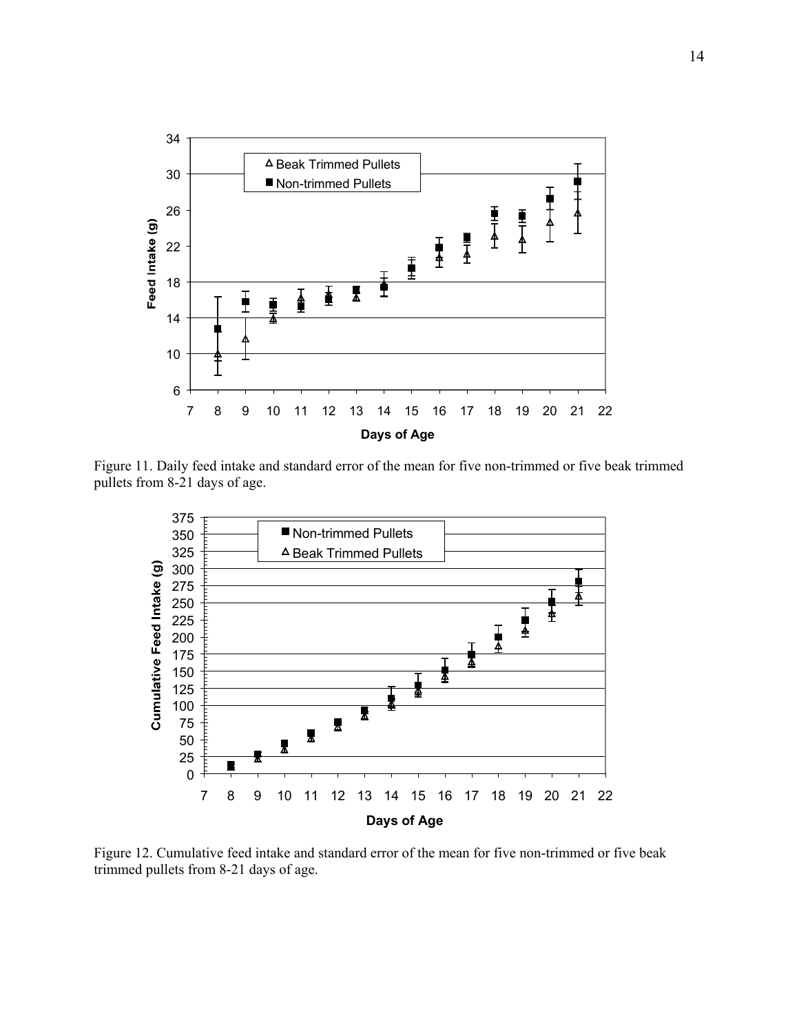34
30
26
22
18
14
10
6

Feed Intake (g)

7 8 9 10 11 12 13 14 15 16 17 18 19 20 21 22

Days of Age

Δ Beak Trimmed Pullets
■ Non-trimmed Pullets

Figure 11. Daily feed intake and standard error of the mean for five non-trimmed or five beak trimmed pullets from 8-21 days of age.

375
350
325
300
275
250
225
200
175
150
125
100
75
50
25
0

Cumulative Feed Intake (g)

7 8 9 10 11 12 13 14 15 16 17 18 19 20 21 22

Days of Age

■ Non-trimmed Pullets
Δ Beak Trimmed Pullets

Figure 12. Cumulative feed intake and standard error of the mean for five non-trimmed or five beak trimmed pullets from 8-21 days of age.